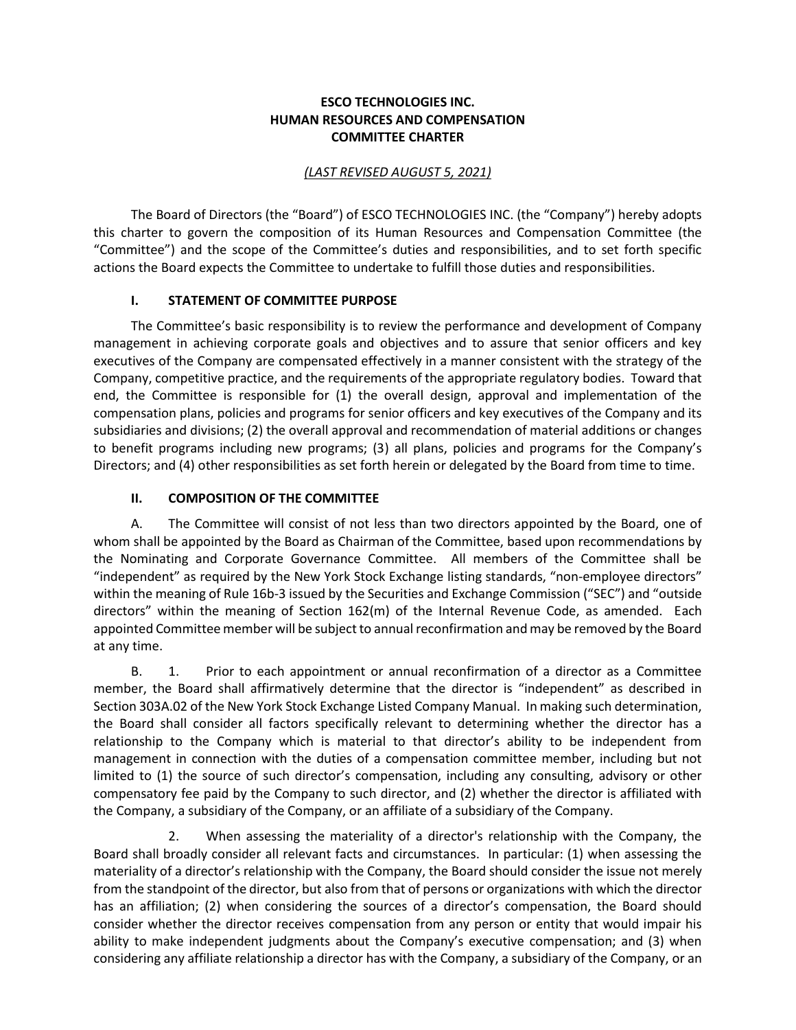**ESCO TECHNOLOGIES INC.**
**HUMAN RESOURCES AND COMPENSATION**
**COMMITTEE CHARTER**

*(LAST REVISED AUGUST 5, 2021)*

The Board of Directors (the "Board") of ESCO TECHNOLOGIES INC. (the "Company") hereby adopts this charter to govern the composition of its Human Resources and Compensation Committee (the "Committee") and the scope of the Committee's duties and responsibilities, and to set forth specific actions the Board expects the Committee to undertake to fulfill those duties and responsibilities.

## I. STATEMENT OF COMMITTEE PURPOSE

The Committee's basic responsibility is to review the performance and development of Company management in achieving corporate goals and objectives and to assure that senior officers and key executives of the Company are compensated effectively in a manner consistent with the strategy of the Company, competitive practice, and the requirements of the appropriate regulatory bodies. Toward that end, the Committee is responsible for (1) the overall design, approval and implementation of the compensation plans, policies and programs for senior officers and key executives of the Company and its subsidiaries and divisions; (2) the overall approval and recommendation of material additions or changes to benefit programs including new programs; (3) all plans, policies and programs for the Company's Directors; and (4) other responsibilities as set forth herein or delegated by the Board from time to time.

## II. COMPOSITION OF THE COMMITTEE

A. The Committee will consist of not less than two directors appointed by the Board, one of whom shall be appointed by the Board as Chairman of the Committee, based upon recommendations by the Nominating and Corporate Governance Committee. All members of the Committee shall be "independent" as required by the New York Stock Exchange listing standards, "non-employee directors" within the meaning of Rule 16b-3 issued by the Securities and Exchange Commission ("SEC") and "outside directors" within the meaning of Section 162(m) of the Internal Revenue Code, as amended. Each appointed Committee member will be subject to annual reconfirmation and may be removed by the Board at any time.

B. 1. Prior to each appointment or annual reconfirmation of a director as a Committee member, the Board shall affirmatively determine that the director is "independent" as described in Section 303A.02 of the New York Stock Exchange Listed Company Manual. In making such determination, the Board shall consider all factors specifically relevant to determining whether the director has a relationship to the Company which is material to that director's ability to be independent from management in connection with the duties of a compensation committee member, including but not limited to (1) the source of such director's compensation, including any consulting, advisory or other compensatory fee paid by the Company to such director, and (2) whether the director is affiliated with the Company, a subsidiary of the Company, or an affiliate of a subsidiary of the Company.

2. When assessing the materiality of a director's relationship with the Company, the Board shall broadly consider all relevant facts and circumstances. In particular: (1) when assessing the materiality of a director's relationship with the Company, the Board should consider the issue not merely from the standpoint of the director, but also from that of persons or organizations with which the director has an affiliation; (2) when considering the sources of a director's compensation, the Board should consider whether the director receives compensation from any person or entity that would impair his ability to make independent judgments about the Company's executive compensation; and (3) when considering any affiliate relationship a director has with the Company, a subsidiary of the Company, or an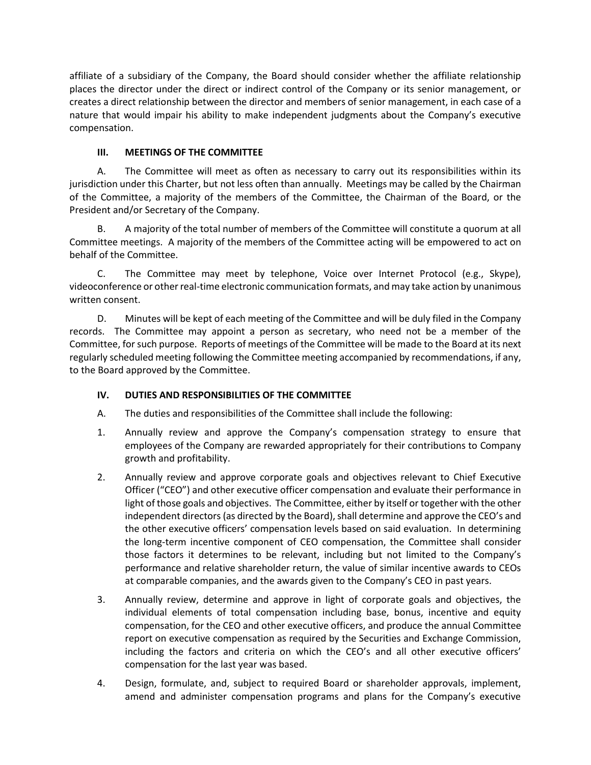affiliate of a subsidiary of the Company, the Board should consider whether the affiliate relationship places the director under the direct or indirect control of the Company or its senior management, or creates a direct relationship between the director and members of senior management, in each case of a nature that would impair his ability to make independent judgments about the Company's executive compensation.

### III. MEETINGS OF THE COMMITTEE

A. The Committee will meet as often as necessary to carry out its responsibilities within its jurisdiction under this Charter, but not less often than annually. Meetings may be called by the Chairman of the Committee, a majority of the members of the Committee, the Chairman of the Board, or the President and/or Secretary of the Company.

B. A majority of the total number of members of the Committee will constitute a quorum at all Committee meetings. A majority of the members of the Committee acting will be empowered to act on behalf of the Committee.

C. The Committee may meet by telephone, Voice over Internet Protocol (e.g., Skype), videoconference or other real-time electronic communication formats, and may take action by unanimous written consent.

D. Minutes will be kept of each meeting of the Committee and will be duly filed in the Company records. The Committee may appoint a person as secretary, who need not be a member of the Committee, for such purpose. Reports of meetings of the Committee will be made to the Board at its next regularly scheduled meeting following the Committee meeting accompanied by recommendations, if any, to the Board approved by the Committee.

### IV. DUTIES AND RESPONSIBILITIES OF THE COMMITTEE

A. The duties and responsibilities of the Committee shall include the following:

1. Annually review and approve the Company's compensation strategy to ensure that employees of the Company are rewarded appropriately for their contributions to Company growth and profitability.

2. Annually review and approve corporate goals and objectives relevant to Chief Executive Officer ("CEO") and other executive officer compensation and evaluate their performance in light of those goals and objectives. The Committee, either by itself or together with the other independent directors (as directed by the Board), shall determine and approve the CEO's and the other executive officers' compensation levels based on said evaluation. In determining the long-term incentive component of CEO compensation, the Committee shall consider those factors it determines to be relevant, including but not limited to the Company's performance and relative shareholder return, the value of similar incentive awards to CEOs at comparable companies, and the awards given to the Company's CEO in past years.

3. Annually review, determine and approve in light of corporate goals and objectives, the individual elements of total compensation including base, bonus, incentive and equity compensation, for the CEO and other executive officers, and produce the annual Committee report on executive compensation as required by the Securities and Exchange Commission, including the factors and criteria on which the CEO's and all other executive officers' compensation for the last year was based.

4. Design, formulate, and, subject to required Board or shareholder approvals, implement, amend and administer compensation programs and plans for the Company's executive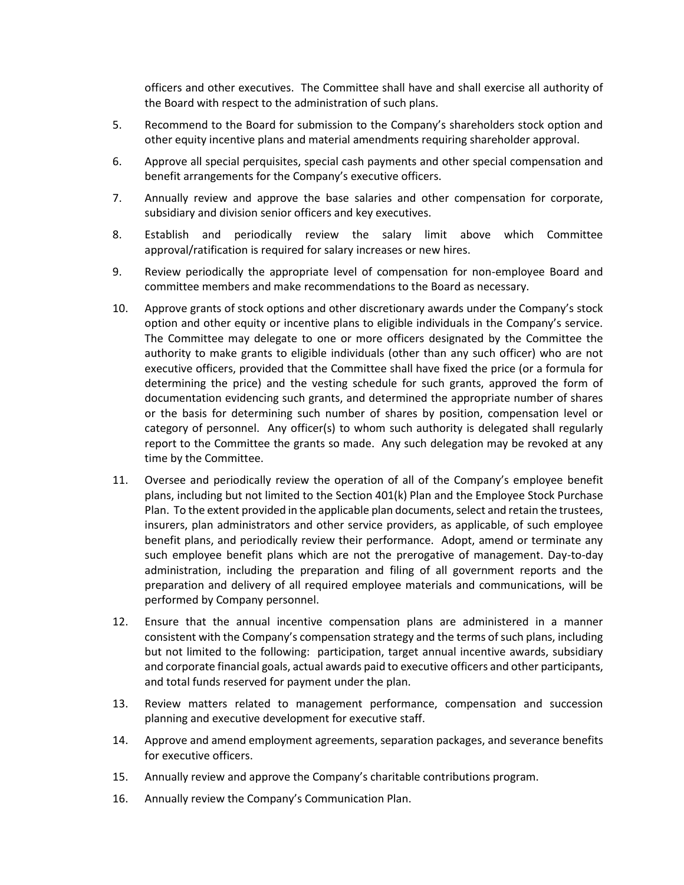officers and other executives. The Committee shall have and shall exercise all authority of the Board with respect to the administration of such plans.

5. Recommend to the Board for submission to the Company's shareholders stock option and other equity incentive plans and material amendments requiring shareholder approval.

6. Approve all special perquisites, special cash payments and other special compensation and benefit arrangements for the Company's executive officers.

7. Annually review and approve the base salaries and other compensation for corporate, subsidiary and division senior officers and key executives.

8. Establish and periodically review the salary limit above which Committee approval/ratification is required for salary increases or new hires.

9. Review periodically the appropriate level of compensation for non-employee Board and committee members and make recommendations to the Board as necessary.

10. Approve grants of stock options and other discretionary awards under the Company's stock option and other equity or incentive plans to eligible individuals in the Company's service. The Committee may delegate to one or more officers designated by the Committee the authority to make grants to eligible individuals (other than any such officer) who are not executive officers, provided that the Committee shall have fixed the price (or a formula for determining the price) and the vesting schedule for such grants, approved the form of documentation evidencing such grants, and determined the appropriate number of shares or the basis for determining such number of shares by position, compensation level or category of personnel. Any officer(s) to whom such authority is delegated shall regularly report to the Committee the grants so made. Any such delegation may be revoked at any time by the Committee.

11. Oversee and periodically review the operation of all of the Company's employee benefit plans, including but not limited to the Section 401(k) Plan and the Employee Stock Purchase Plan. To the extent provided in the applicable plan documents, select and retain the trustees, insurers, plan administrators and other service providers, as applicable, of such employee benefit plans, and periodically review their performance. Adopt, amend or terminate any such employee benefit plans which are not the prerogative of management. Day-to-day administration, including the preparation and filing of all government reports and the preparation and delivery of all required employee materials and communications, will be performed by Company personnel.

12. Ensure that the annual incentive compensation plans are administered in a manner consistent with the Company's compensation strategy and the terms of such plans, including but not limited to the following: participation, target annual incentive awards, subsidiary and corporate financial goals, actual awards paid to executive officers and other participants, and total funds reserved for payment under the plan.

13. Review matters related to management performance, compensation and succession planning and executive development for executive staff.

14. Approve and amend employment agreements, separation packages, and severance benefits for executive officers.

15. Annually review and approve the Company's charitable contributions program.

16. Annually review the Company's Communication Plan.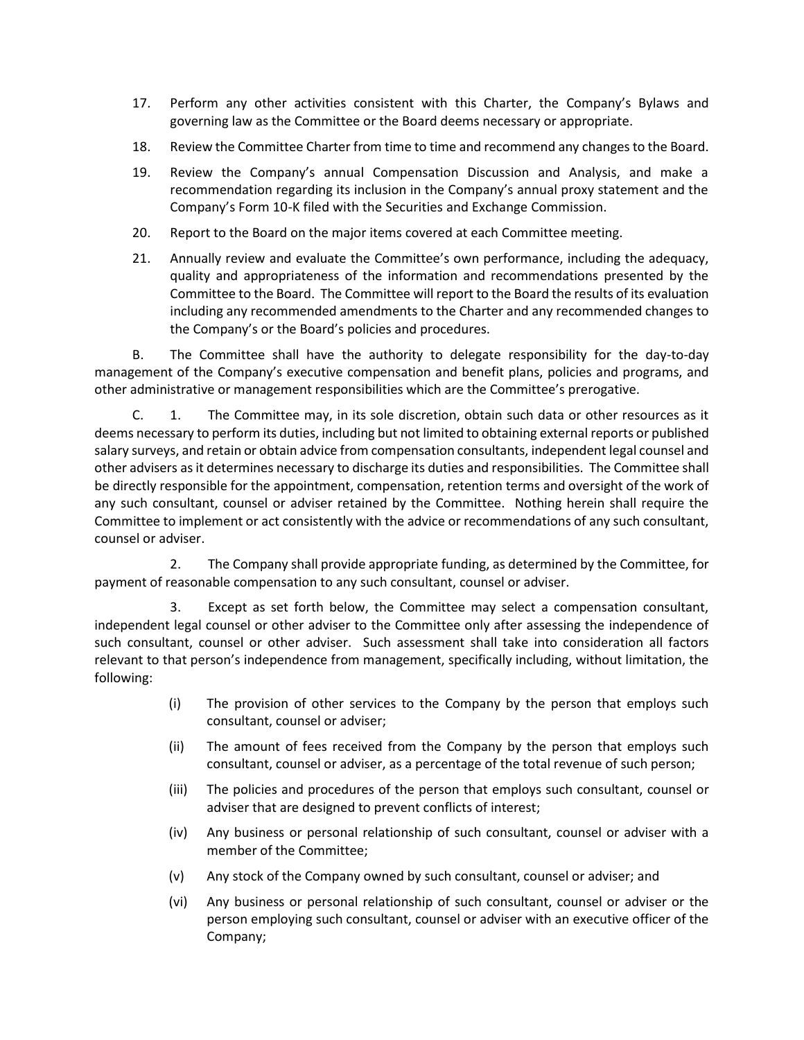17. Perform any other activities consistent with this Charter, the Company's Bylaws and governing law as the Committee or the Board deems necessary or appropriate.

18. Review the Committee Charter from time to time and recommend any changes to the Board.

19. Review the Company's annual Compensation Discussion and Analysis, and make a recommendation regarding its inclusion in the Company's annual proxy statement and the Company's Form 10-K filed with the Securities and Exchange Commission.

20. Report to the Board on the major items covered at each Committee meeting.

21. Annually review and evaluate the Committee's own performance, including the adequacy, quality and appropriateness of the information and recommendations presented by the Committee to the Board. The Committee will report to the Board the results of its evaluation including any recommended amendments to the Charter and any recommended changes to the Company's or the Board's policies and procedures.

B. The Committee shall have the authority to delegate responsibility for the day-to-day management of the Company's executive compensation and benefit plans, policies and programs, and other administrative or management responsibilities which are the Committee's prerogative.

C. 1. The Committee may, in its sole discretion, obtain such data or other resources as it deems necessary to perform its duties, including but not limited to obtaining external reports or published salary surveys, and retain or obtain advice from compensation consultants, independent legal counsel and other advisers as it determines necessary to discharge its duties and responsibilities. The Committee shall be directly responsible for the appointment, compensation, retention terms and oversight of the work of any such consultant, counsel or adviser retained by the Committee. Nothing herein shall require the Committee to implement or act consistently with the advice or recommendations of any such consultant, counsel or adviser.

2. The Company shall provide appropriate funding, as determined by the Committee, for payment of reasonable compensation to any such consultant, counsel or adviser.

3. Except as set forth below, the Committee may select a compensation consultant, independent legal counsel or other adviser to the Committee only after assessing the independence of such consultant, counsel or other adviser. Such assessment shall take into consideration all factors relevant to that person's independence from management, specifically including, without limitation, the following:

(i) The provision of other services to the Company by the person that employs such consultant, counsel or adviser;

(ii) The amount of fees received from the Company by the person that employs such consultant, counsel or adviser, as a percentage of the total revenue of such person;

(iii) The policies and procedures of the person that employs such consultant, counsel or adviser that are designed to prevent conflicts of interest;

(iv) Any business or personal relationship of such consultant, counsel or adviser with a member of the Committee;

(v) Any stock of the Company owned by such consultant, counsel or adviser; and

(vi) Any business or personal relationship of such consultant, counsel or adviser or the person employing such consultant, counsel or adviser with an executive officer of the Company;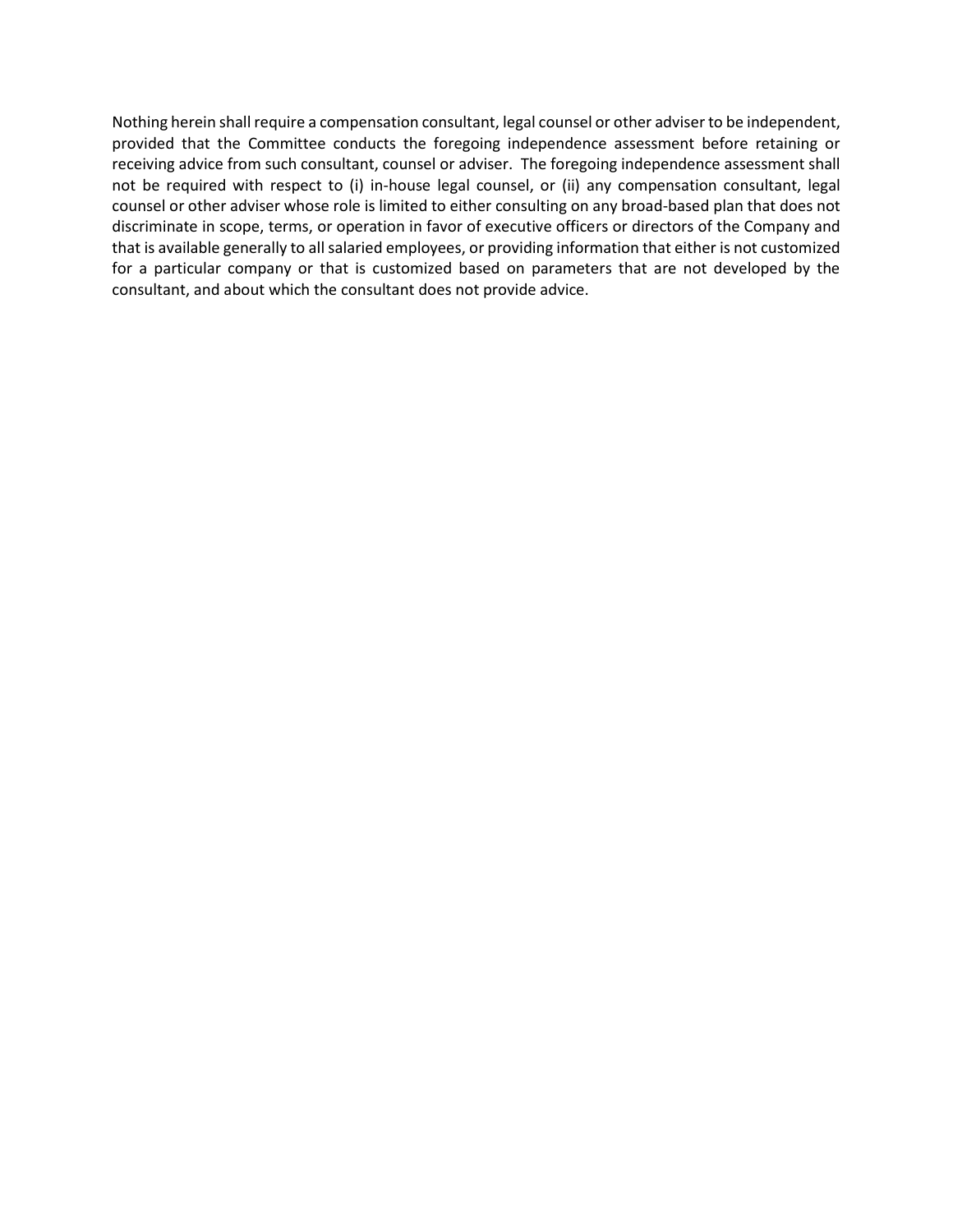Nothing herein shall require a compensation consultant, legal counsel or other adviser to be independent, provided that the Committee conducts the foregoing independence assessment before retaining or receiving advice from such consultant, counsel or adviser. The foregoing independence assessment shall not be required with respect to (i) in-house legal counsel, or (ii) any compensation consultant, legal counsel or other adviser whose role is limited to either consulting on any broad-based plan that does not discriminate in scope, terms, or operation in favor of executive officers or directors of the Company and that is available generally to all salaried employees, or providing information that either is not customized for a particular company or that is customized based on parameters that are not developed by the consultant, and about which the consultant does not provide advice.